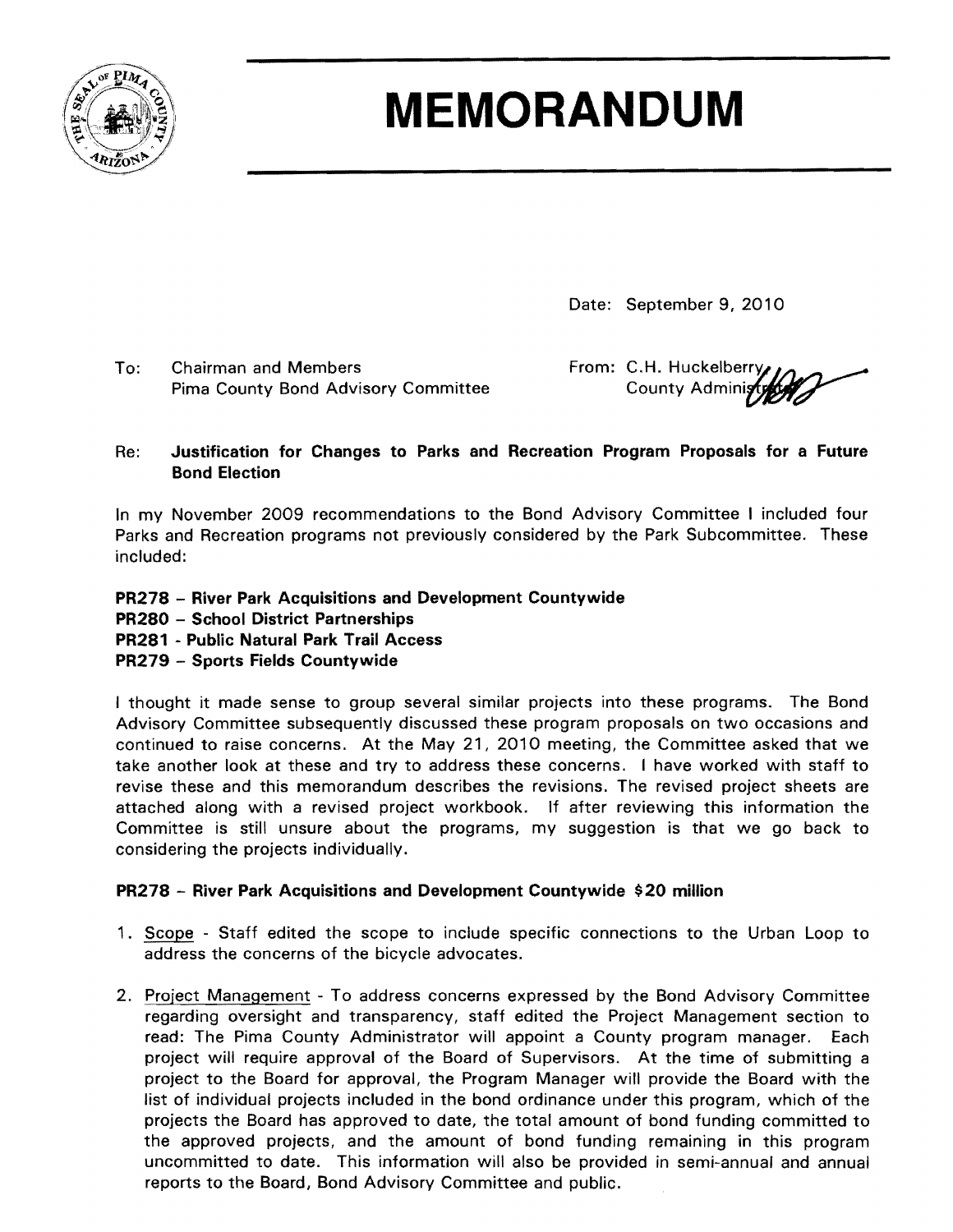# MEMORANDUM

Date: September 9, 2010

To: Chairman and Members
Pima County Bond Advisory Committee

From: C.H. Huckelberry
County Administrator

Re: **Justification for Changes to Parks and Recreation Program Proposals for a Future Bond Election**

In my November 2009 recommendations to the Bond Advisory Committee I included four Parks and Recreation programs not previously considered by the Park Subcommittee. These included:

**PR278 – River Park Acquisitions and Development Countywide**
**PR280 – School District Partnerships**
**PR281 - Public Natural Park Trail Access**
**PR279 – Sports Fields Countywide**

I thought it made sense to group several similar projects into these programs. The Bond Advisory Committee subsequently discussed these program proposals on two occasions and continued to raise concerns. At the May 21, 2010 meeting, the Committee asked that we take another look at these and try to address these concerns. I have worked with staff to revise these and this memorandum describes the revisions. The revised project sheets are attached along with a revised project workbook. If after reviewing this information the Committee is still unsure about the programs, my suggestion is that we go back to considering the projects individually.

**PR278 – River Park Acquisitions and Development Countywide $20 million**

1. Scope - Staff edited the scope to include specific connections to the Urban Loop to address the concerns of the bicycle advocates.

2. Project Management - To address concerns expressed by the Bond Advisory Committee regarding oversight and transparency, staff edited the Project Management section to read: The Pima County Administrator will appoint a County program manager. Each project will require approval of the Board of Supervisors. At the time of submitting a project to the Board for approval, the Program Manager will provide the Board with the list of individual projects included in the bond ordinance under this program, which of the projects the Board has approved to date, the total amount of bond funding committed to the approved projects, and the amount of bond funding remaining in this program uncommitted to date. This information will also be provided in semi-annual and annual reports to the Board, Bond Advisory Committee and public.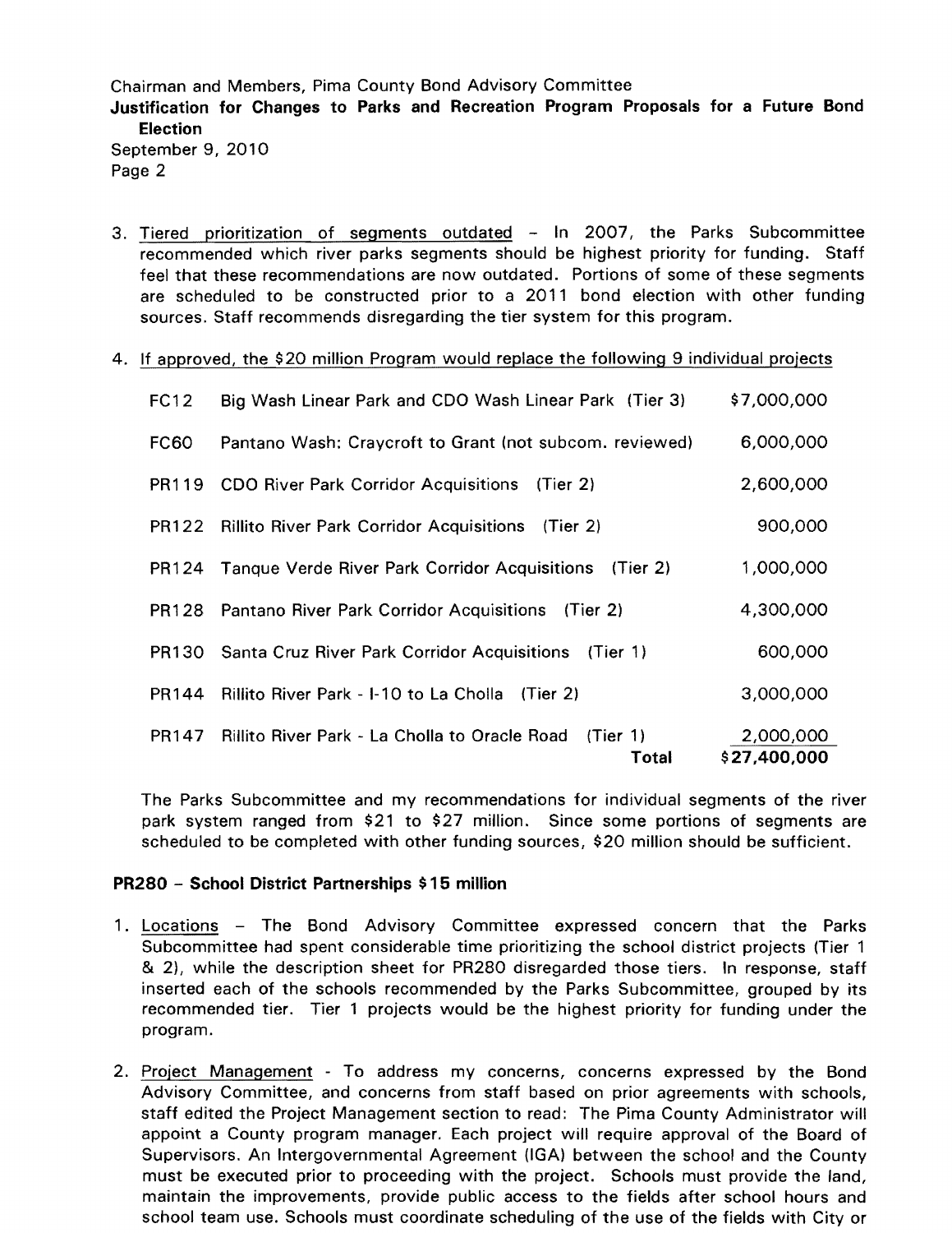3. Tiered prioritization of segments outdated – In 2007, the Parks Subcommittee recommended which river parks segments should be highest priority for funding. Staff feel that these recommendations are now outdated. Portions of some of these segments are scheduled to be constructed prior to a 2011 bond election with other funding sources. Staff recommends disregarding the tier system for this program.

4. If approved, the $20 million Program would replace the following 9 individual projects

| | | |
|---|---|---|
| FC12 | Big Wash Linear Park and CDO Wash Linear Park (Tier 3) | $7,000,000 |
| FC60 | Pantano Wash: Craycroft to Grant (not subcom. reviewed) | 6,000,000 |
| PR119 | CDO River Park Corridor Acquisitions (Tier 2) | 2,600,000 |
| PR122 | Rillito River Park Corridor Acquisitions (Tier 2) | 900,000 |
| PR124 | Tanque Verde River Park Corridor Acquisitions (Tier 2) | 1,000,000 |
| PR128 | Pantano River Park Corridor Acquisitions (Tier 2) | 4,300,000 |
| PR130 | Santa Cruz River Park Corridor Acquisitions (Tier 1) | 600,000 |
| PR144 | Rillito River Park - I-10 to La Cholla (Tier 2) | 3,000,000 |
| PR147 | Rillito River Park - La Cholla to Oracle Road (Tier 1) | 2,000,000 |
| | **Total** | **$27,400,000** |

The Parks Subcommittee and my recommendations for individual segments of the river park system ranged from $21 to $27 million. Since some portions of segments are scheduled to be completed with other funding sources, $20 million should be sufficient.

**PR280 – School District Partnerships $15 million**

1. Locations – The Bond Advisory Committee expressed concern that the Parks Subcommittee had spent considerable time prioritizing the school district projects (Tier 1 & 2), while the description sheet for PR280 disregarded those tiers. In response, staff inserted each of the schools recommended by the Parks Subcommittee, grouped by its recommended tier. Tier 1 projects would be the highest priority for funding under the program.

2. Project Management - To address my concerns, concerns expressed by the Bond Advisory Committee, and concerns from staff based on prior agreements with schools, staff edited the Project Management section to read: The Pima County Administrator will appoint a County program manager. Each project will require approval of the Board of Supervisors. An Intergovernmental Agreement (IGA) between the school and the County must be executed prior to proceeding with the project. Schools must provide the land, maintain the improvements, provide public access to the fields after school hours and school team use. Schools must coordinate scheduling of the use of the fields with City or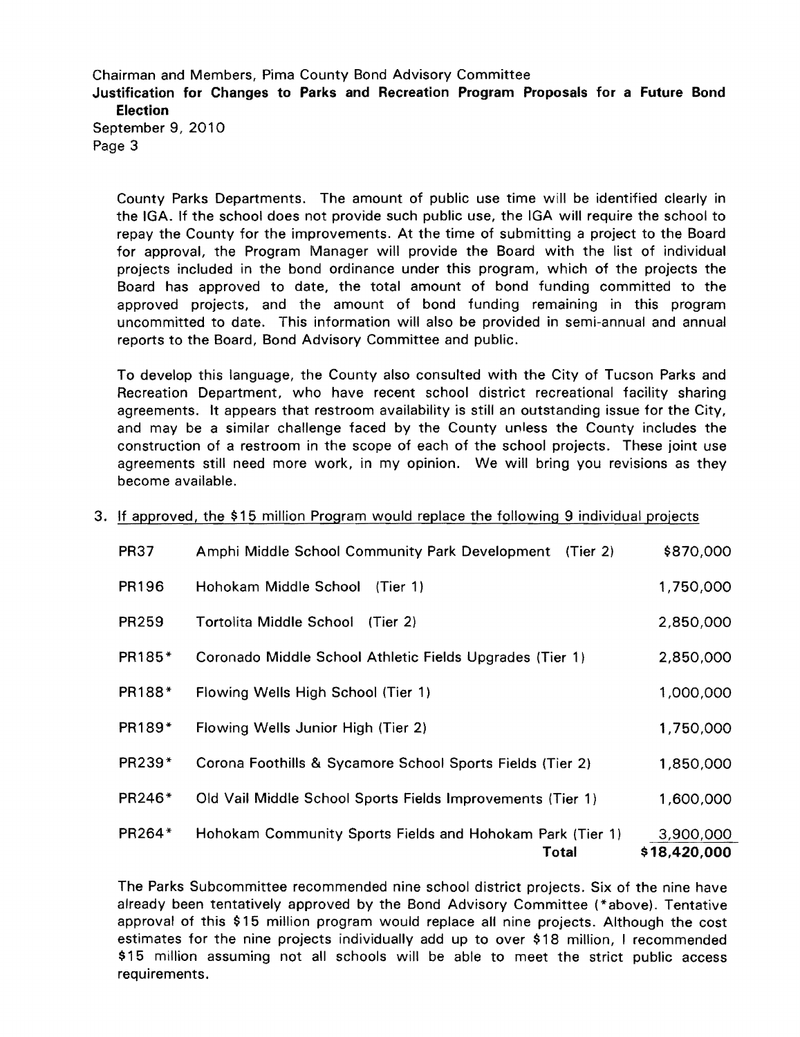County Parks Departments. The amount of public use time will be identified clearly in the IGA. If the school does not provide such public use, the IGA will require the school to repay the County for the improvements. At the time of submitting a project to the Board for approval, the Program Manager will provide the Board with the list of individual projects included in the bond ordinance under this program, which of the projects the Board has approved to date, the total amount of bond funding committed to the approved projects, and the amount of bond funding remaining in this program uncommitted to date. This information will also be provided in semi-annual and annual reports to the Board, Bond Advisory Committee and public.

To develop this language, the County also consulted with the City of Tucson Parks and Recreation Department, who have recent school district recreational facility sharing agreements. It appears that restroom availability is still an outstanding issue for the City, and may be a similar challenge faced by the County unless the County includes the construction of a restroom in the scope of each of the school projects. These joint use agreements still need more work, in my opinion. We will bring you revisions as they become available.

3. If approved, the $15 million Program would replace the following 9 individual projects

| | | |
|---|---|---|
| PR37 | Amphi Middle School Community Park Development (Tier 2) | $870,000 |
| PR196 | Hohokam Middle School (Tier 1) | 1,750,000 |
| PR259 | Tortolita Middle School (Tier 2) | 2,850,000 |
| PR185* | Coronado Middle School Athletic Fields Upgrades (Tier 1) | 2,850,000 |
| PR188* | Flowing Wells High School (Tier 1) | 1,000,000 |
| PR189* | Flowing Wells Junior High (Tier 2) | 1,750,000 |
| PR239* | Corona Foothills & Sycamore School Sports Fields (Tier 2) | 1,850,000 |
| PR246* | Old Vail Middle School Sports Fields Improvements (Tier 1) | 1,600,000 |
| PR264* | Hohokam Community Sports Fields and Hohokam Park (Tier 1) | 3,900,000 |
| | **Total** | **$18,420,000** |

The Parks Subcommittee recommended nine school district projects. Six of the nine have already been tentatively approved by the Bond Advisory Committee (*above). Tentative approval of this $15 million program would replace all nine projects. Although the cost estimates for the nine projects individually add up to over $18 million, I recommended $15 million assuming not all schools will be able to meet the strict public access requirements.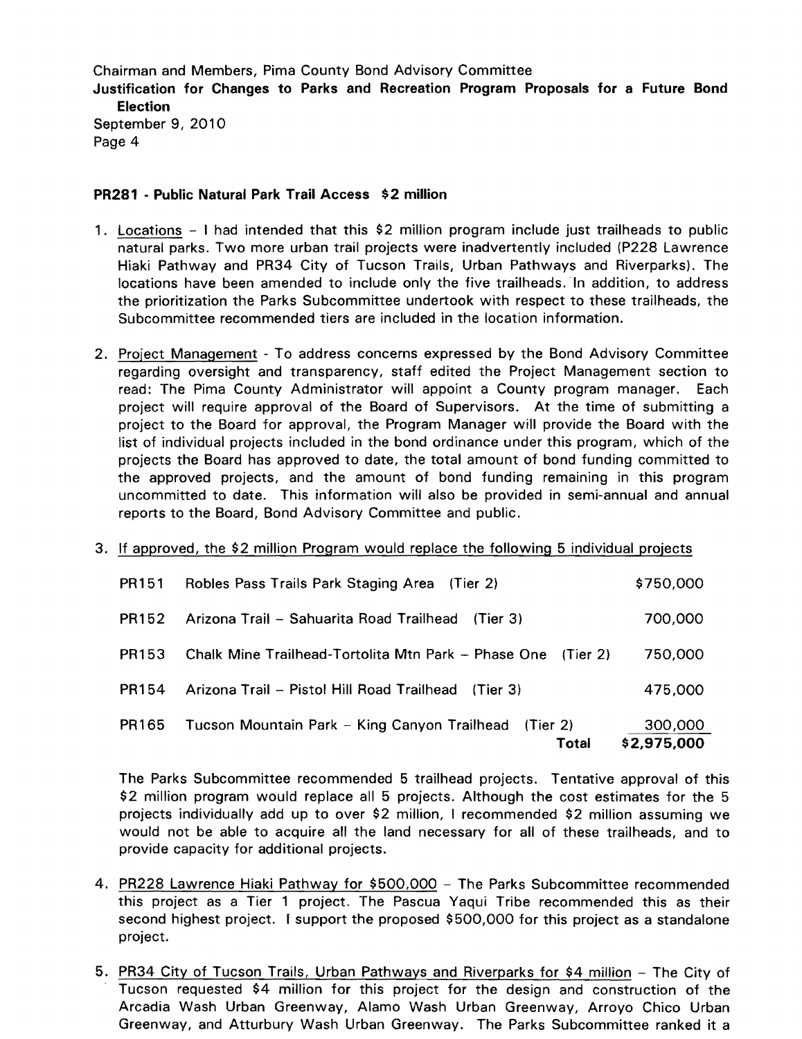**PR281 - Public Natural Park Trail Access $2 million**

1. Locations – I had intended that this $2 million program include just trailheads to public natural parks. Two more urban trail projects were inadvertently included (P228 Lawrence Hiaki Pathway and PR34 City of Tucson Trails, Urban Pathways and Riverparks). The locations have been amended to include only the five trailheads. In addition, to address the prioritization the Parks Subcommittee undertook with respect to these trailheads, the Subcommittee recommended tiers are included in the location information.

2. Project Management - To address concerns expressed by the Bond Advisory Committee regarding oversight and transparency, staff edited the Project Management section to read: The Pima County Administrator will appoint a County program manager. Each project will require approval of the Board of Supervisors. At the time of submitting a project to the Board for approval, the Program Manager will provide the Board with the list of individual projects included in the bond ordinance under this program, which of the projects the Board has approved to date, the total amount of bond funding committed to the approved projects, and the amount of bond funding remaining in this program uncommitted to date. This information will also be provided in semi-annual and annual reports to the Board, Bond Advisory Committee and public.

3. If approved, the $2 million Program would replace the following 5 individual projects

| | | |
|---|---|---|
| PR151 | Robles Pass Trails Park Staging Area (Tier 2) | $750,000 |
| PR152 | Arizona Trail – Sahuarita Road Trailhead (Tier 3) | 700,000 |
| PR153 | Chalk Mine Trailhead-Tortolita Mtn Park – Phase One (Tier 2) | 750,000 |
| PR154 | Arizona Trail – Pistol Hill Road Trailhead (Tier 3) | 475,000 |
| PR165 | Tucson Mountain Park – King Canyon Trailhead (Tier 2) | 300,000 |
| | **Total** | **$2,975,000** |

The Parks Subcommittee recommended 5 trailhead projects. Tentative approval of this $2 million program would replace all 5 projects. Although the cost estimates for the 5 projects individually add up to over $2 million, I recommended $2 million assuming we would not be able to acquire all the land necessary for all of these trailheads, and to provide capacity for additional projects.

4. PR228 Lawrence Hiaki Pathway for $500,000 – The Parks Subcommittee recommended this project as a Tier 1 project. The Pascua Yaqui Tribe recommended this as their second highest project. I support the proposed $500,000 for this project as a standalone project.

5. PR34 City of Tucson Trails, Urban Pathways and Riverparks for $4 million – The City of Tucson requested $4 million for this project for the design and construction of the Arcadia Wash Urban Greenway, Alamo Wash Urban Greenway, Arroyo Chico Urban Greenway, and Atturbury Wash Urban Greenway. The Parks Subcommittee ranked it a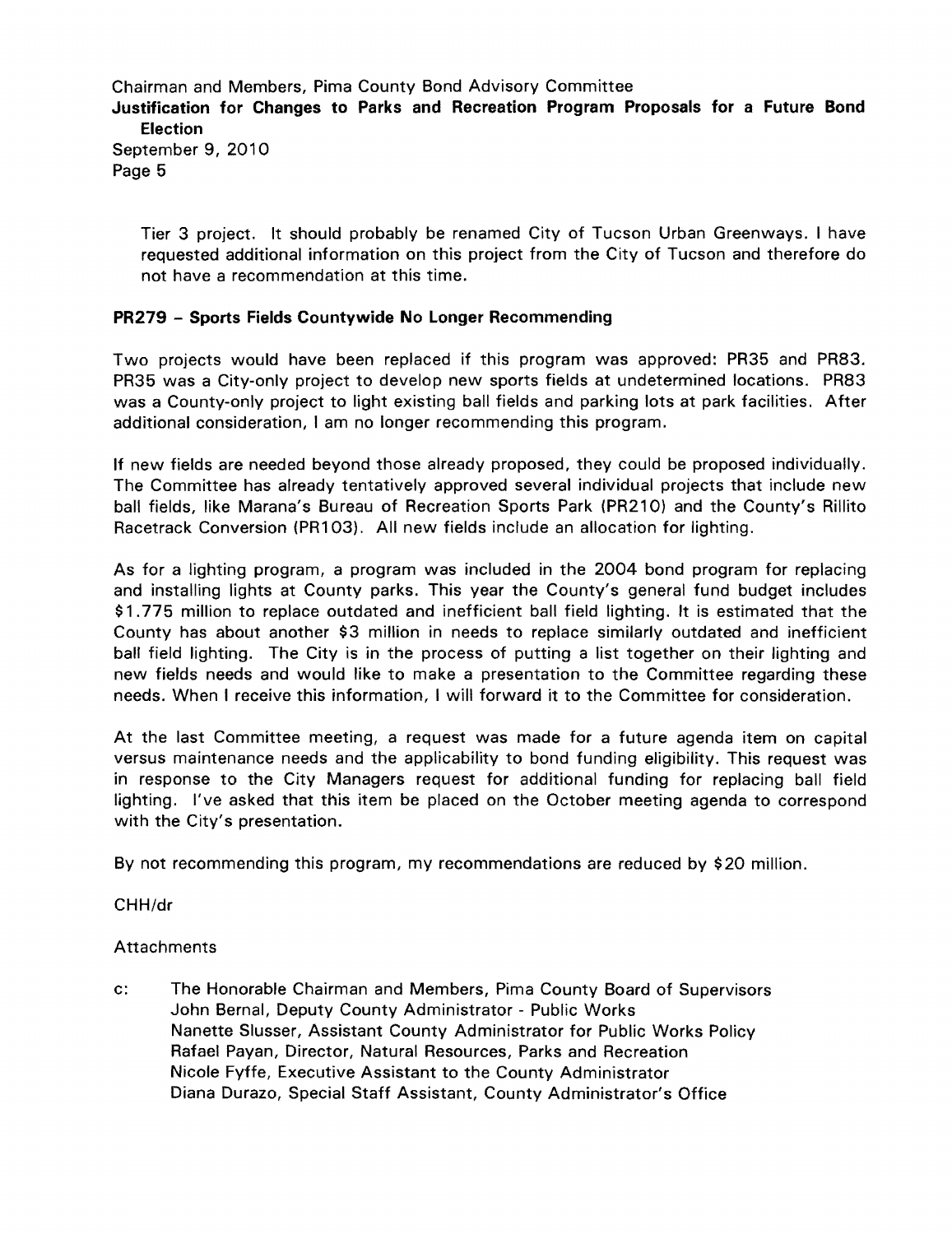Tier 3 project. It should probably be renamed City of Tucson Urban Greenways. I have requested additional information on this project from the City of Tucson and therefore do not have a recommendation at this time.

**PR279 – Sports Fields Countywide No Longer Recommending**

Two projects would have been replaced if this program was approved: PR35 and PR83. PR35 was a City-only project to develop new sports fields at undetermined locations. PR83 was a County-only project to light existing ball fields and parking lots at park facilities. After additional consideration, I am no longer recommending this program.

If new fields are needed beyond those already proposed, they could be proposed individually. The Committee has already tentatively approved several individual projects that include new ball fields, like Marana's Bureau of Recreation Sports Park (PR210) and the County's Rillito Racetrack Conversion (PR103). All new fields include an allocation for lighting.

As for a lighting program, a program was included in the 2004 bond program for replacing and installing lights at County parks. This year the County's general fund budget includes $1.775 million to replace outdated and inefficient ball field lighting. It is estimated that the County has about another $3 million in needs to replace similarly outdated and inefficient ball field lighting. The City is in the process of putting a list together on their lighting and new fields needs and would like to make a presentation to the Committee regarding these needs. When I receive this information, I will forward it to the Committee for consideration.

At the last Committee meeting, a request was made for a future agenda item on capital versus maintenance needs and the applicability to bond funding eligibility. This request was in response to the City Managers request for additional funding for replacing ball field lighting. I've asked that this item be placed on the October meeting agenda to correspond with the City's presentation.

By not recommending this program, my recommendations are reduced by $20 million.

CHH/dr

Attachments

c: The Honorable Chairman and Members, Pima County Board of Supervisors
John Bernal, Deputy County Administrator - Public Works
Nanette Slusser, Assistant County Administrator for Public Works Policy
Rafael Payan, Director, Natural Resources, Parks and Recreation
Nicole Fyffe, Executive Assistant to the County Administrator
Diana Durazo, Special Staff Assistant, County Administrator's Office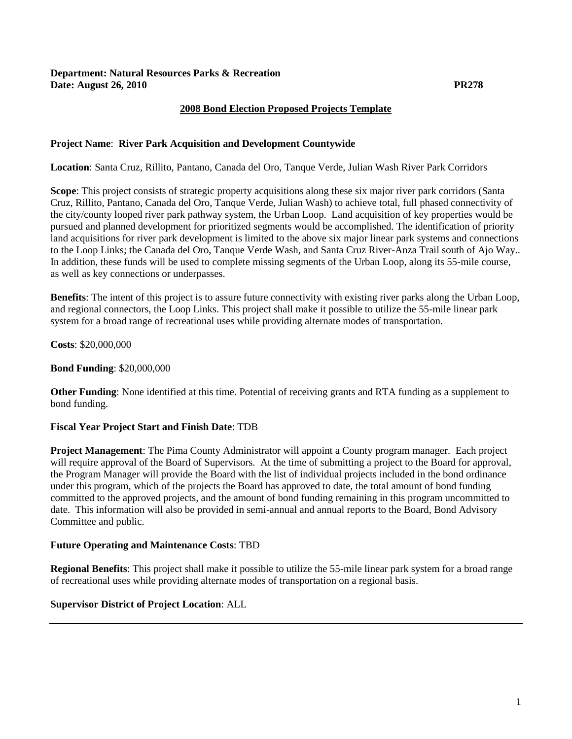**Department: Natural Resources Parks & Recreation**
**Date: August 26, 2010** **PR278**

**2008 Bond Election Proposed Projects Template**

**Project Name**: **River Park Acquisition and Development Countywide**

**Location**: Santa Cruz, Rillito, Pantano, Canada del Oro, Tanque Verde, Julian Wash River Park Corridors

**Scope**: This project consists of strategic property acquisitions along these six major river park corridors (Santa Cruz, Rillito, Pantano, Canada del Oro, Tanque Verde, Julian Wash) to achieve total, full phased connectivity of the city/county looped river park pathway system, the Urban Loop. Land acquisition of key properties would be pursued and planned development for prioritized segments would be accomplished. The identification of priority land acquisitions for river park development is limited to the above six major linear park systems and connections to the Loop Links; the Canada del Oro, Tanque Verde Wash, and Santa Cruz River-Anza Trail south of Ajo Way.. In addition, these funds will be used to complete missing segments of the Urban Loop, along its 55-mile course, as well as key connections or underpasses.

**Benefits**: The intent of this project is to assure future connectivity with existing river parks along the Urban Loop, and regional connectors, the Loop Links. This project shall make it possible to utilize the 55-mile linear park system for a broad range of recreational uses while providing alternate modes of transportation.

**Costs**: $20,000,000

**Bond Funding**: $20,000,000

**Other Funding**: None identified at this time. Potential of receiving grants and RTA funding as a supplement to bond funding.

**Fiscal Year Project Start and Finish Date**: TDB

**Project Management**: The Pima County Administrator will appoint a County program manager. Each project will require approval of the Board of Supervisors. At the time of submitting a project to the Board for approval, the Program Manager will provide the Board with the list of individual projects included in the bond ordinance under this program, which of the projects the Board has approved to date, the total amount of bond funding committed to the approved projects, and the amount of bond funding remaining in this program uncommitted to date. This information will also be provided in semi-annual and annual reports to the Board, Bond Advisory Committee and public.

**Future Operating and Maintenance Costs**: TBD

**Regional Benefits**: This project shall make it possible to utilize the 55-mile linear park system for a broad range of recreational uses while providing alternate modes of transportation on a regional basis.

**Supervisor District of Project Location**: ALL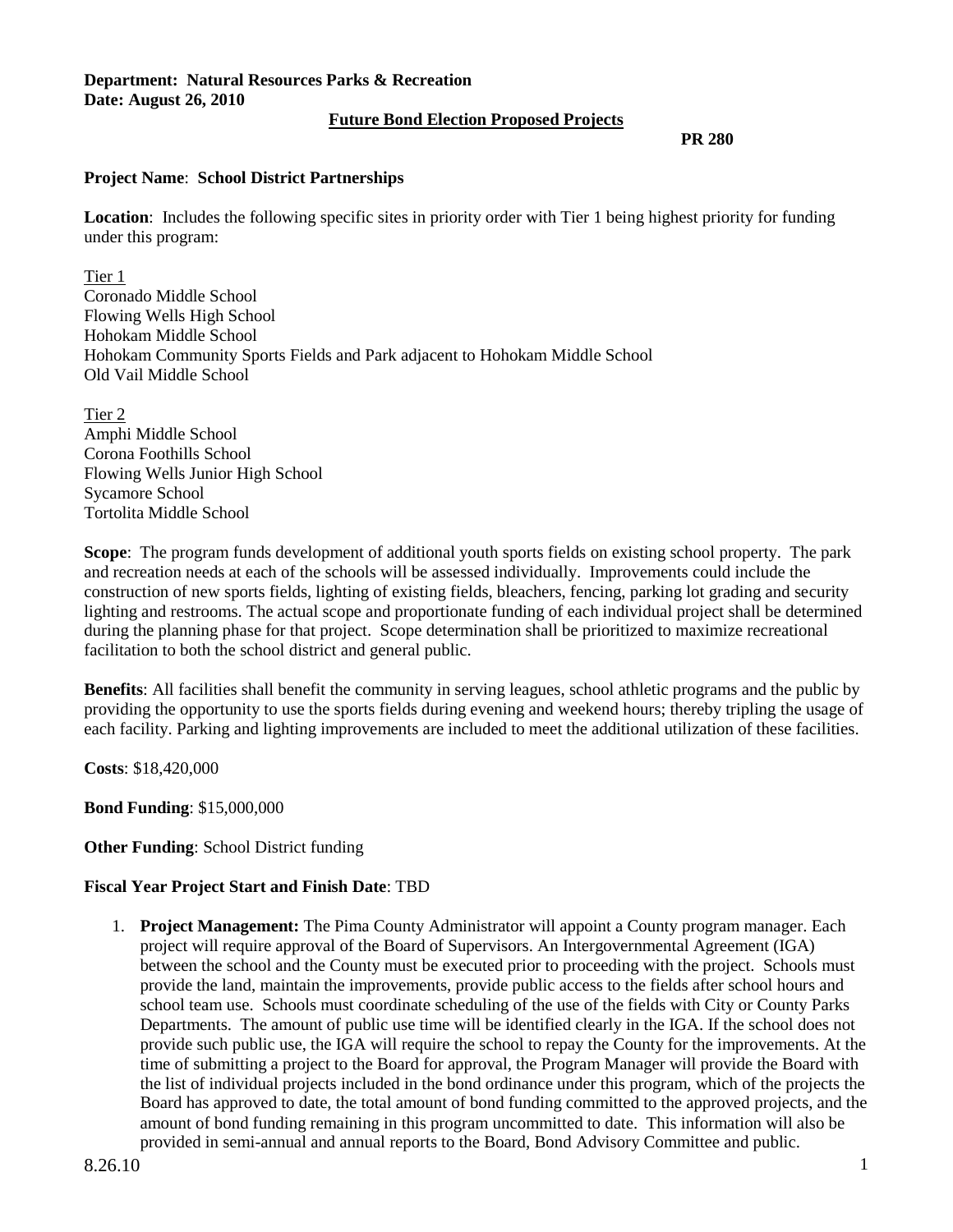**Department: Natural Resources Parks & Recreation**
**Date: August 26, 2010**

## Future Bond Election Proposed Projects

**PR 280**

**Project Name**: **School District Partnerships**

**Location**: Includes the following specific sites in priority order with Tier 1 being highest priority for funding under this program:

Tier 1
Coronado Middle School
Flowing Wells High School
Hohokam Middle School
Hohokam Community Sports Fields and Park adjacent to Hohokam Middle School
Old Vail Middle School

Tier 2
Amphi Middle School
Corona Foothills School
Flowing Wells Junior High School
Sycamore School
Tortolita Middle School

**Scope**: The program funds development of additional youth sports fields on existing school property. The park and recreation needs at each of the schools will be assessed individually. Improvements could include the construction of new sports fields, lighting of existing fields, bleachers, fencing, parking lot grading and security lighting and restrooms. The actual scope and proportionate funding of each individual project shall be determined during the planning phase for that project. Scope determination shall be prioritized to maximize recreational facilitation to both the school district and general public.

**Benefits**: All facilities shall benefit the community in serving leagues, school athletic programs and the public by providing the opportunity to use the sports fields during evening and weekend hours; thereby tripling the usage of each facility. Parking and lighting improvements are included to meet the additional utilization of these facilities.

**Costs**: $18,420,000

**Bond Funding**: $15,000,000

**Other Funding**: School District funding

**Fiscal Year Project Start and Finish Date**: TBD

1. **Project Management:** The Pima County Administrator will appoint a County program manager. Each project will require approval of the Board of Supervisors. An Intergovernmental Agreement (IGA) between the school and the County must be executed prior to proceeding with the project. Schools must provide the land, maintain the improvements, provide public access to the fields after school hours and school team use. Schools must coordinate scheduling of the use of the fields with City or County Parks Departments. The amount of public use time will be identified clearly in the IGA. If the school does not provide such public use, the IGA will require the school to repay the County for the improvements. At the time of submitting a project to the Board for approval, the Program Manager will provide the Board with the list of individual projects included in the bond ordinance under this program, which of the projects the Board has approved to date, the total amount of bond funding committed to the approved projects, and the amount of bond funding remaining in this program uncommitted to date. This information will also be provided in semi-annual and annual reports to the Board, Bond Advisory Committee and public.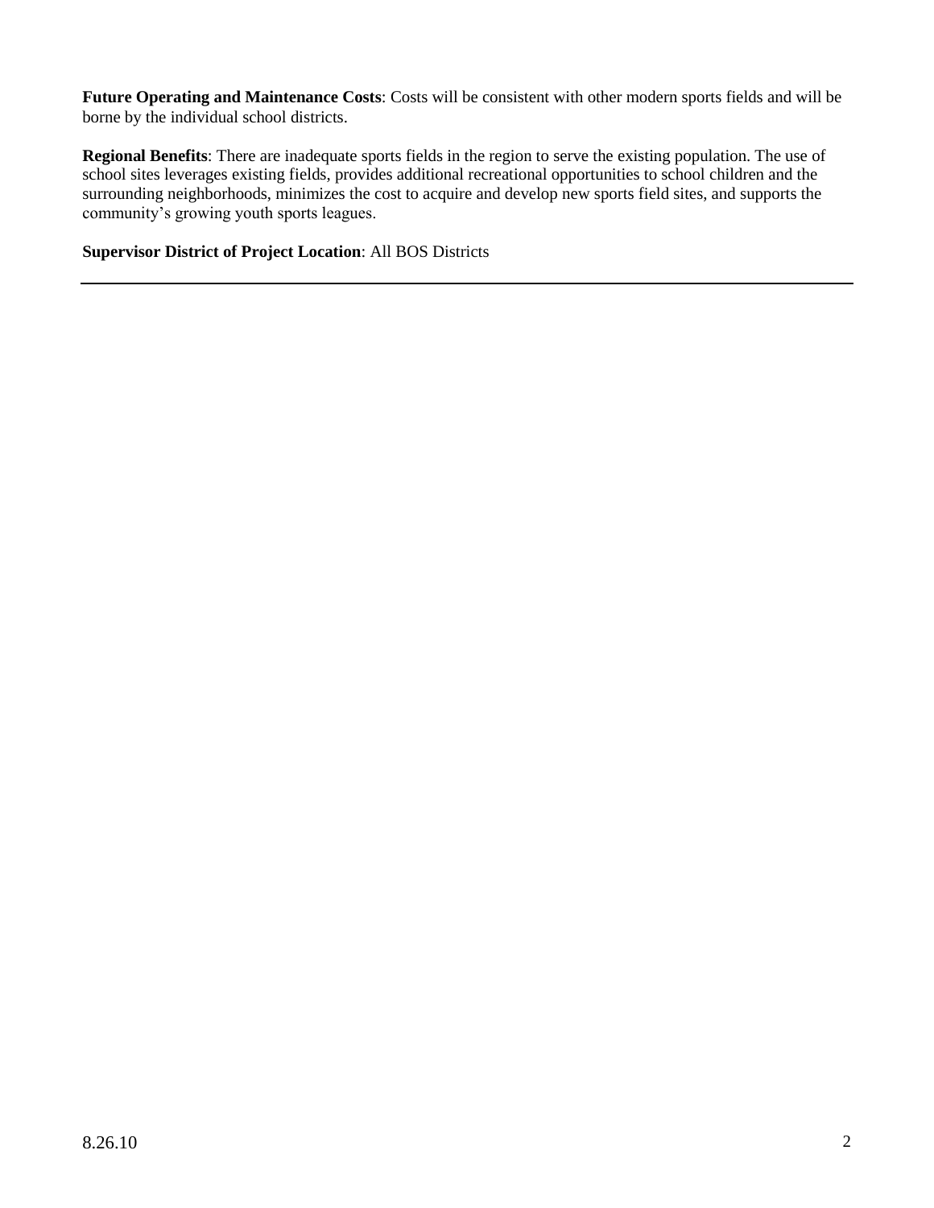**Future Operating and Maintenance Costs**: Costs will be consistent with other modern sports fields and will be borne by the individual school districts.

**Regional Benefits**: There are inadequate sports fields in the region to serve the existing population. The use of school sites leverages existing fields, provides additional recreational opportunities to school children and the surrounding neighborhoods, minimizes the cost to acquire and develop new sports field sites, and supports the community's growing youth sports leagues.

**Supervisor District of Project Location**: All BOS Districts

---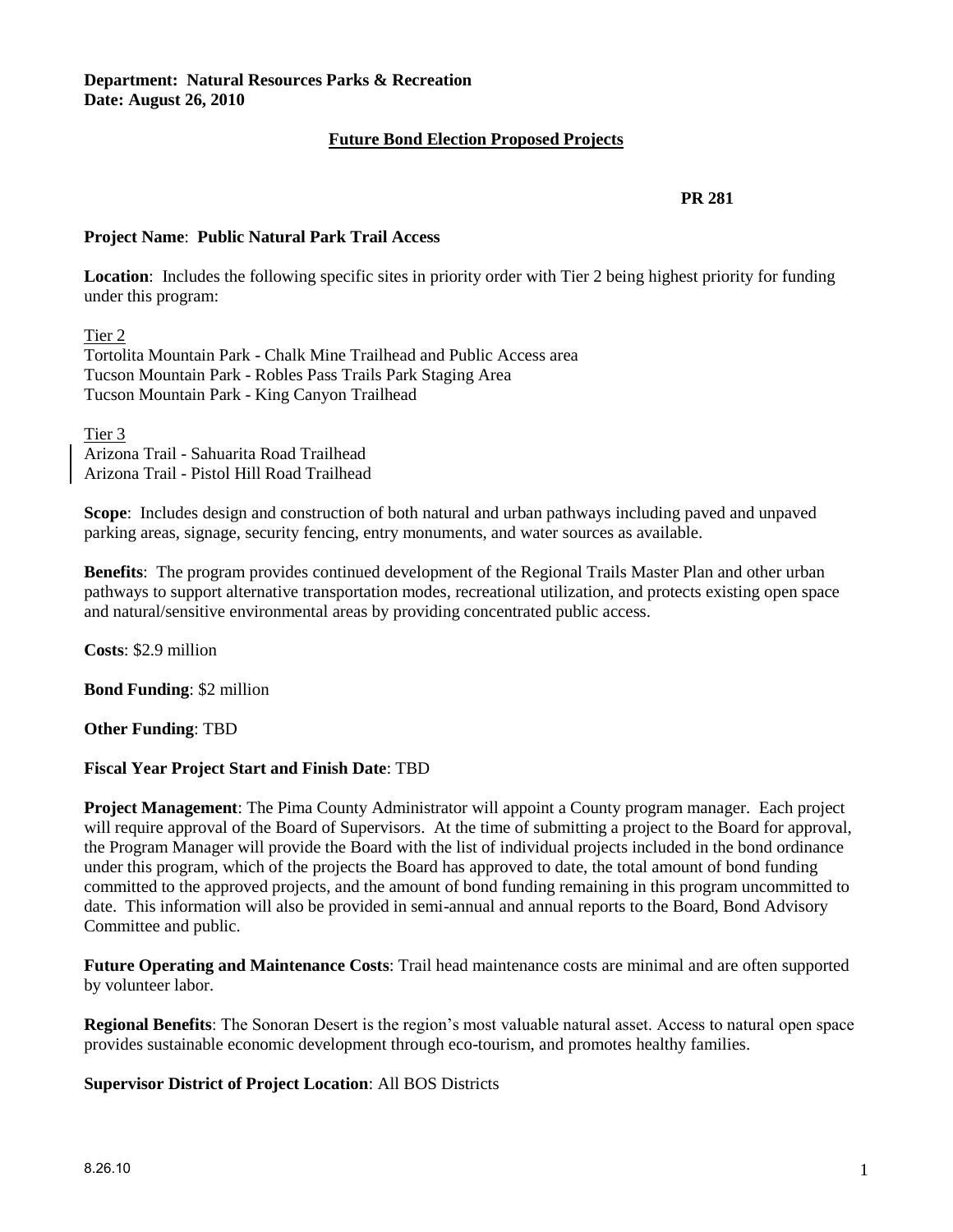**Department: Natural Resources Parks & Recreation**
**Date: August 26, 2010**

## Future Bond Election Proposed Projects

**PR 281**

**Project Name**: **Public Natural Park Trail Access**

**Location**: Includes the following specific sites in priority order with Tier 2 being highest priority for funding under this program:

Tier 2
Tortolita Mountain Park - Chalk Mine Trailhead and Public Access area
Tucson Mountain Park - Robles Pass Trails Park Staging Area
Tucson Mountain Park - King Canyon Trailhead

Tier 3
Arizona Trail - Sahuarita Road Trailhead
Arizona Trail - Pistol Hill Road Trailhead

**Scope**: Includes design and construction of both natural and urban pathways including paved and unpaved parking areas, signage, security fencing, entry monuments, and water sources as available.

**Benefits**: The program provides continued development of the Regional Trails Master Plan and other urban pathways to support alternative transportation modes, recreational utilization, and protects existing open space and natural/sensitive environmental areas by providing concentrated public access.

**Costs**: $2.9 million

**Bond Funding**: $2 million

**Other Funding**: TBD

**Fiscal Year Project Start and Finish Date**: TBD

**Project Management**: The Pima County Administrator will appoint a County program manager. Each project will require approval of the Board of Supervisors. At the time of submitting a project to the Board for approval, the Program Manager will provide the Board with the list of individual projects included in the bond ordinance under this program, which of the projects the Board has approved to date, the total amount of bond funding committed to the approved projects, and the amount of bond funding remaining in this program uncommitted to date. This information will also be provided in semi-annual and annual reports to the Board, Bond Advisory Committee and public.

**Future Operating and Maintenance Costs**: Trail head maintenance costs are minimal and are often supported by volunteer labor.

**Regional Benefits**: The Sonoran Desert is the region's most valuable natural asset. Access to natural open space provides sustainable economic development through eco-tourism, and promotes healthy families.

**Supervisor District of Project Location**: All BOS Districts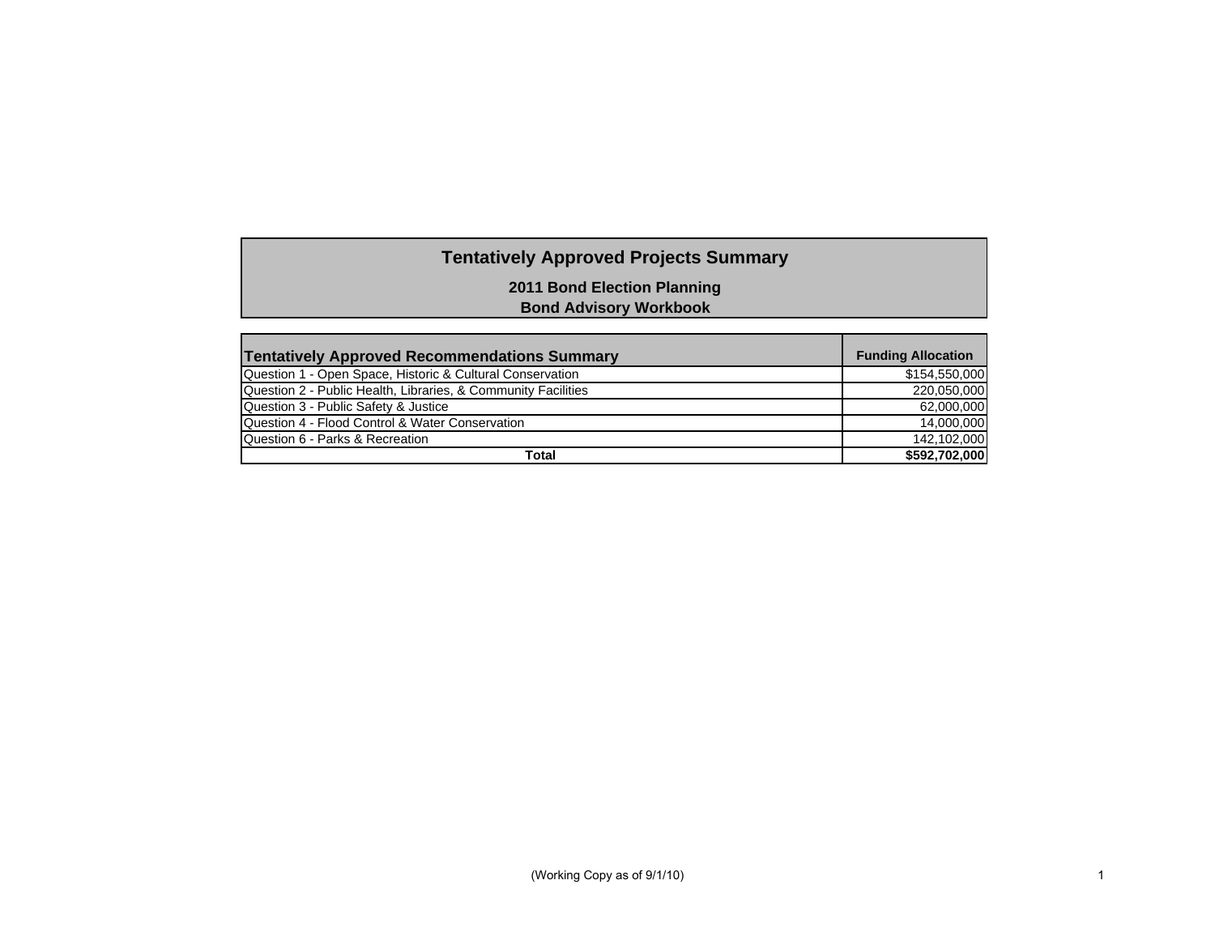# Tentatively Approved Projects Summary

**2011 Bond Election Planning**
**Bond Advisory Workbook**

| Tentatively Approved Recommendations Summary | Funding Allocation |
|---|---|
| Question 1 - Open Space, Historic & Cultural Conservation | $154,550,000 |
| Question 2 - Public Health, Libraries, & Community Facilities | 220,050,000 |
| Question 3 - Public Safety & Justice | 62,000,000 |
| Question 4 - Flood Control & Water Conservation | 14,000,000 |
| Question 6 - Parks & Recreation | 142,102,000 |
| **Total** | **$592,702,000** |

(Working Copy as of 9/1/10)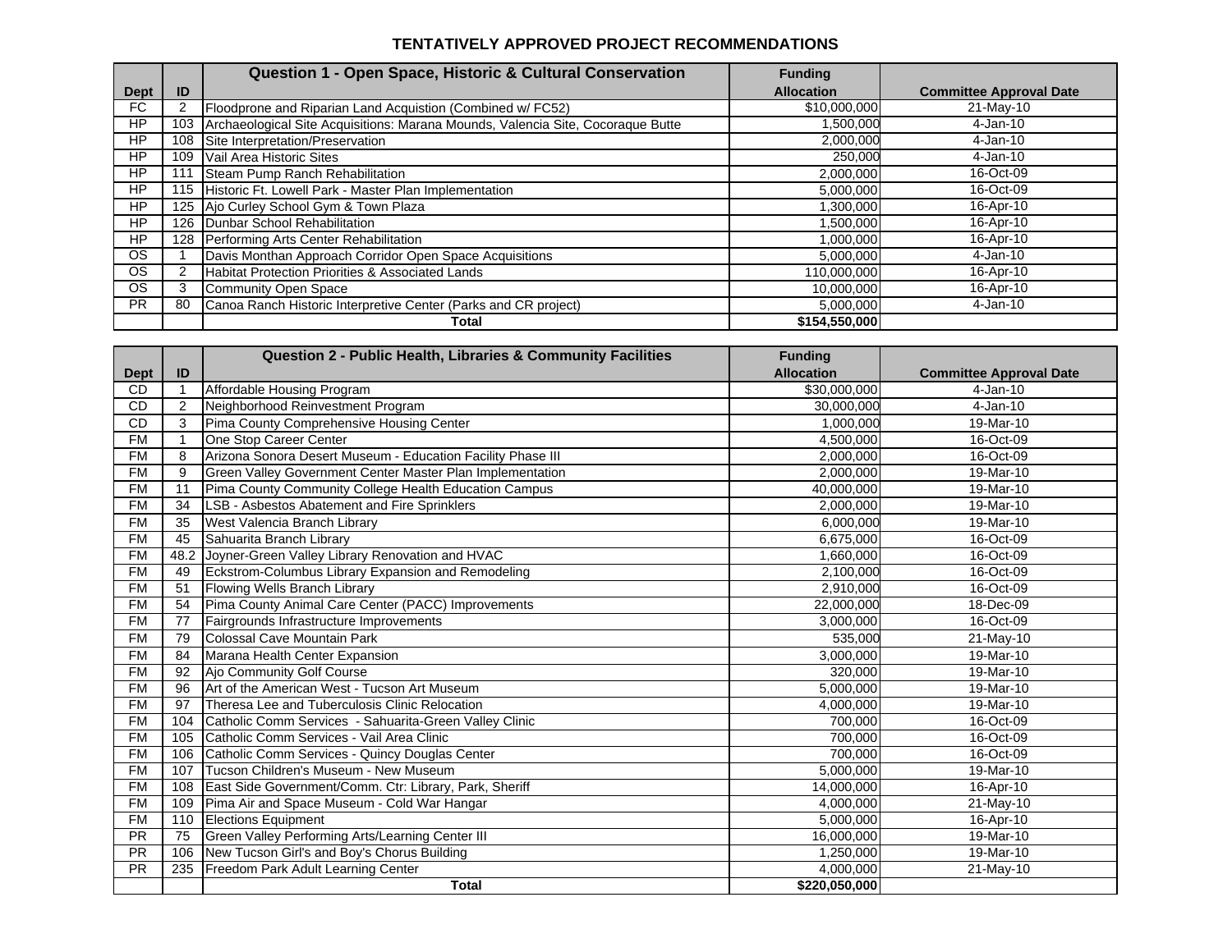# TENTATIVELY APPROVED PROJECT RECOMMENDATIONS

| Dept | ID | Question 1 - Open Space, Historic & Cultural Conservation | Funding Allocation | Committee Approval Date |
|---|---|---|---|---|
| FC | 2 | Floodprone and Riparian Land Acquistion (Combined w/ FC52) | $10,000,000 | 21-May-10 |
| HP | 103 | Archaeological Site Acquisitions: Marana Mounds, Valencia Site, Cocoraque Butte | 1,500,000 | 4-Jan-10 |
| HP | 108 | Site Interpretation/Preservation | 2,000,000 | 4-Jan-10 |
| HP | 109 | Vail Area Historic Sites | 250,000 | 4-Jan-10 |
| HP | 111 | Steam Pump Ranch Rehabilitation | 2,000,000 | 16-Oct-09 |
| HP | 115 | Historic Ft. Lowell Park - Master Plan Implementation | 5,000,000 | 16-Oct-09 |
| HP | 125 | Ajo Curley School Gym & Town Plaza | 1,300,000 | 16-Apr-10 |
| HP | 126 | Dunbar School Rehabilitation | 1,500,000 | 16-Apr-10 |
| HP | 128 | Performing Arts Center Rehabilitation | 1,000,000 | 16-Apr-10 |
| OS | 1 | Davis Monthan Approach Corridor Open Space Acquisitions | 5,000,000 | 4-Jan-10 |
| OS | 2 | Habitat Protection Priorities & Associated Lands | 110,000,000 | 16-Apr-10 |
| OS | 3 | Community Open Space | 10,000,000 | 16-Apr-10 |
| PR | 80 | Canoa Ranch Historic Interpretive Center (Parks and CR project) | 5,000,000 | 4-Jan-10 |
| | | **Total** | **$154,550,000** | |

| Dept | ID | Question 2 - Public Health, Libraries & Community Facilities | Funding Allocation | Committee Approval Date |
|---|---|---|---|---|
| CD | 1 | Affordable Housing Program | $30,000,000 | 4-Jan-10 |
| CD | 2 | Neighborhood Reinvestment Program | 30,000,000 | 4-Jan-10 |
| CD | 3 | Pima County Comprehensive Housing Center | 1,000,000 | 19-Mar-10 |
| FM | 1 | One Stop Career Center | 4,500,000 | 16-Oct-09 |
| FM | 8 | Arizona Sonora Desert Museum - Education Facility Phase III | 2,000,000 | 16-Oct-09 |
| FM | 9 | Green Valley Government Center Master Plan Implementation | 2,000,000 | 19-Mar-10 |
| FM | 11 | Pima County Community College Health Education Campus | 40,000,000 | 19-Mar-10 |
| FM | 34 | LSB - Asbestos Abatement and Fire Sprinklers | 2,000,000 | 19-Mar-10 |
| FM | 35 | West Valencia Branch Library | 6,000,000 | 19-Mar-10 |
| FM | 45 | Sahuarita Branch Library | 6,675,000 | 16-Oct-09 |
| FM | 48.2 | Joyner-Green Valley Library Renovation and HVAC | 1,660,000 | 16-Oct-09 |
| FM | 49 | Eckstrom-Columbus Library Expansion and Remodeling | 2,100,000 | 16-Oct-09 |
| FM | 51 | Flowing Wells Branch Library | 2,910,000 | 16-Oct-09 |
| FM | 54 | Pima County Animal Care Center (PACC) Improvements | 22,000,000 | 18-Dec-09 |
| FM | 77 | Fairgrounds Infrastructure Improvements | 3,000,000 | 16-Oct-09 |
| FM | 79 | Colossal Cave Mountain Park | 535,000 | 21-May-10 |
| FM | 84 | Marana Health Center Expansion | 3,000,000 | 19-Mar-10 |
| FM | 92 | Ajo Community Golf Course | 320,000 | 19-Mar-10 |
| FM | 96 | Art of the American West - Tucson Art Museum | 5,000,000 | 19-Mar-10 |
| FM | 97 | Theresa Lee and Tuberculosis Clinic Relocation | 4,000,000 | 19-Mar-10 |
| FM | 104 | Catholic Comm Services - Sahuarita-Green Valley Clinic | 700,000 | 16-Oct-09 |
| FM | 105 | Catholic Comm Services - Vail Area Clinic | 700,000 | 16-Oct-09 |
| FM | 106 | Catholic Comm Services - Quincy Douglas Center | 700,000 | 16-Oct-09 |
| FM | 107 | Tucson Children's Museum - New Museum | 5,000,000 | 19-Mar-10 |
| FM | 108 | East Side Government/Comm. Ctr: Library, Park, Sheriff | 14,000,000 | 16-Apr-10 |
| FM | 109 | Pima Air and Space Museum - Cold War Hangar | 4,000,000 | 21-May-10 |
| FM | 110 | Elections Equipment | 5,000,000 | 16-Apr-10 |
| PR | 75 | Green Valley Performing Arts/Learning Center III | 16,000,000 | 19-Mar-10 |
| PR | 106 | New Tucson Girl's and Boy's Chorus Building | 1,250,000 | 19-Mar-10 |
| PR | 235 | Freedom Park Adult Learning Center | 4,000,000 | 21-May-10 |
| | | **Total** | **$220,050,000** | |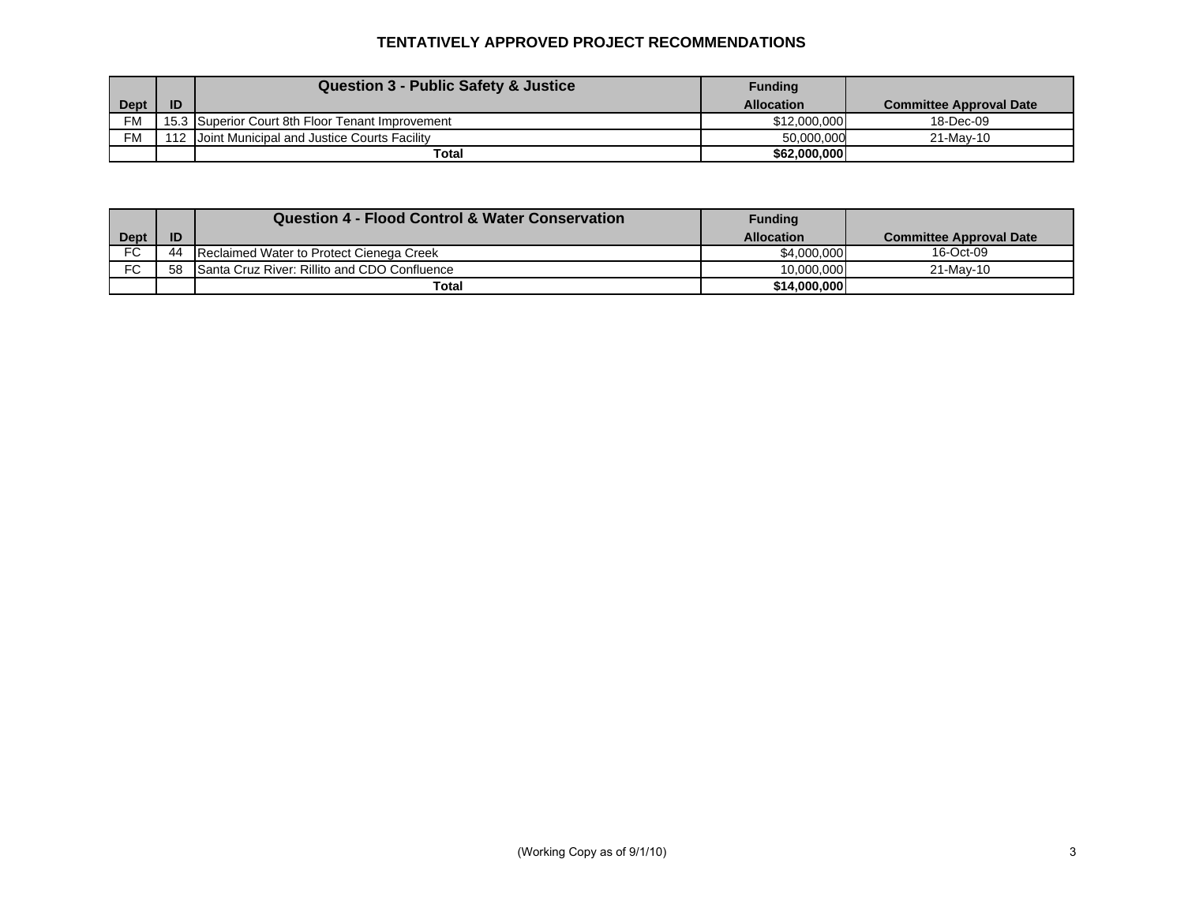# TENTATIVELY APPROVED PROJECT RECOMMENDATIONS

| Dept | ID | Question 3 - Public Safety & Justice | Funding Allocation | Committee Approval Date |
|---|---|---|---|---|
| FM | 15.3 | Superior Court 8th Floor Tenant Improvement | $12,000,000 | 18-Dec-09 |
| FM | 112 | Joint Municipal and Justice Courts Facility | 50,000,000 | 21-May-10 |
| | | **Total** | **$62,000,000** | |

| Dept | ID | Question 4 - Flood Control & Water Conservation | Funding Allocation | Committee Approval Date |
|---|---|---|---|---|
| FC | 44 | Reclaimed Water to Protect Cienega Creek | $4,000,000 | 16-Oct-09 |
| FC | 58 | Santa Cruz River: Rillito and CDO Confluence | 10,000,000 | 21-May-10 |
| | | **Total** | **$14,000,000** | |

(Working Copy as of 9/1/10)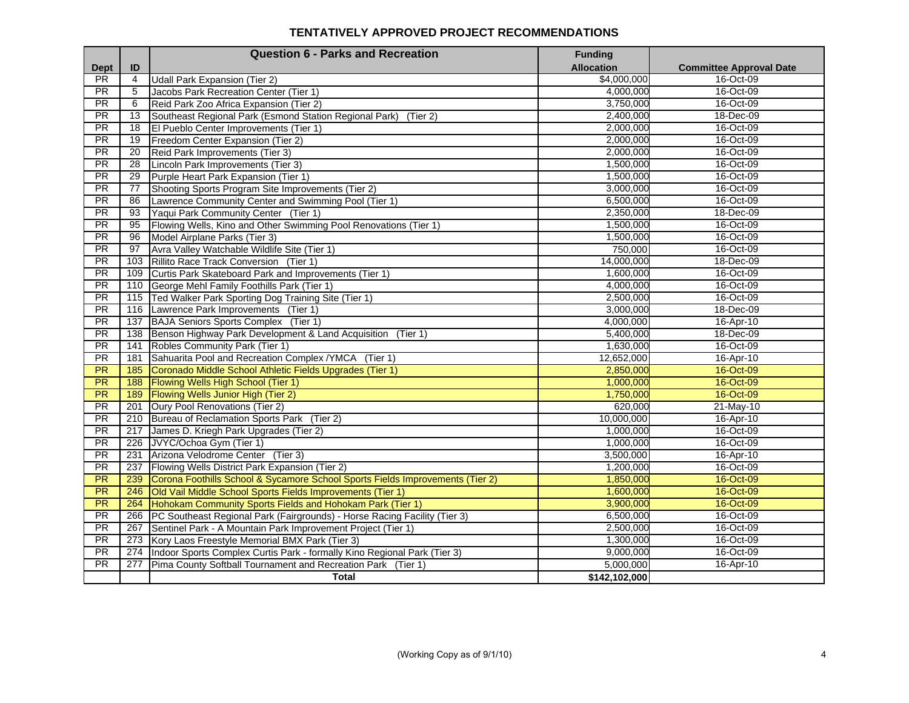# TENTATIVELY APPROVED PROJECT RECOMMENDATIONS

| Dept | ID | Question 6 - Parks and Recreation | Funding Allocation | Committee Approval Date |
|---|---|---|---|---|
| PR | 4 | Udall Park Expansion (Tier 2) | $4,000,000 | 16-Oct-09 |
| PR | 5 | Jacobs Park Recreation Center (Tier 1) | 4,000,000 | 16-Oct-09 |
| PR | 6 | Reid Park Zoo Africa Expansion (Tier 2) | 3,750,000 | 16-Oct-09 |
| PR | 13 | Southeast Regional Park (Esmond Station Regional Park) (Tier 2) | 2,400,000 | 18-Dec-09 |
| PR | 18 | El Pueblo Center Improvements (Tier 1) | 2,000,000 | 16-Oct-09 |
| PR | 19 | Freedom Center Expansion (Tier 2) | 2,000,000 | 16-Oct-09 |
| PR | 20 | Reid Park Improvements (Tier 3) | 2,000,000 | 16-Oct-09 |
| PR | 28 | Lincoln Park Improvements (Tier 3) | 1,500,000 | 16-Oct-09 |
| PR | 29 | Purple Heart Park Expansion (Tier 1) | 1,500,000 | 16-Oct-09 |
| PR | 77 | Shooting Sports Program Site Improvements (Tier 2) | 3,000,000 | 16-Oct-09 |
| PR | 86 | Lawrence Community Center and Swimming Pool (Tier 1) | 6,500,000 | 16-Oct-09 |
| PR | 93 | Yaqui Park Community Center (Tier 1) | 2,350,000 | 18-Dec-09 |
| PR | 95 | Flowing Wells, Kino and Other Swimming Pool Renovations (Tier 1) | 1,500,000 | 16-Oct-09 |
| PR | 96 | Model Airplane Parks (Tier 3) | 1,500,000 | 16-Oct-09 |
| PR | 97 | Avra Valley Watchable Wildlife Site (Tier 1) | 750,000 | 16-Oct-09 |
| PR | 103 | Rillito Race Track Conversion (Tier 1) | 14,000,000 | 18-Dec-09 |
| PR | 109 | Curtis Park Skateboard Park and Improvements (Tier 1) | 1,600,000 | 16-Oct-09 |
| PR | 110 | George Mehl Family Foothills Park (Tier 1) | 4,000,000 | 16-Oct-09 |
| PR | 115 | Ted Walker Park Sporting Dog Training Site (Tier 1) | 2,500,000 | 16-Oct-09 |
| PR | 116 | Lawrence Park Improvements (Tier 1) | 3,000,000 | 18-Dec-09 |
| PR | 137 | BAJA Seniors Sports Complex (Tier 1) | 4,000,000 | 16-Apr-10 |
| PR | 138 | Benson Highway Park Development & Land Acquisition (Tier 1) | 5,400,000 | 18-Dec-09 |
| PR | 141 | Robles Community Park (Tier 1) | 1,630,000 | 16-Oct-09 |
| PR | 181 | Sahuarita Pool and Recreation Complex /YMCA (Tier 1) | 12,652,000 | 16-Apr-10 |
| PR | 185 | Coronado Middle School Athletic Fields Upgrades (Tier 1) | 2,850,000 | 16-Oct-09 |
| PR | 188 | Flowing Wells High School (Tier 1) | 1,000,000 | 16-Oct-09 |
| PR | 189 | Flowing Wells Junior High (Tier 2) | 1,750,000 | 16-Oct-09 |
| PR | 201 | Oury Pool Renovations (Tier 2) | 620,000 | 21-May-10 |
| PR | 210 | Bureau of Reclamation Sports Park (Tier 2) | 10,000,000 | 16-Apr-10 |
| PR | 217 | James D. Kriegh Park Upgrades (Tier 2) | 1,000,000 | 16-Oct-09 |
| PR | 226 | JVYC/Ochoa Gym (Tier 1) | 1,000,000 | 16-Oct-09 |
| PR | 231 | Arizona Velodrome Center (Tier 3) | 3,500,000 | 16-Apr-10 |
| PR | 237 | Flowing Wells District Park Expansion (Tier 2) | 1,200,000 | 16-Oct-09 |
| PR | 239 | Corona Foothills School & Sycamore School Sports Fields Improvements (Tier 2) | 1,850,000 | 16-Oct-09 |
| PR | 246 | Old Vail Middle School Sports Fields Improvements (Tier 1) | 1,600,000 | 16-Oct-09 |
| PR | 264 | Hohokam Community Sports Fields and Hohokam Park (Tier 1) | 3,900,000 | 16-Oct-09 |
| PR | 266 | PC Southeast Regional Park (Fairgrounds) - Horse Racing Facility (Tier 3) | 6,500,000 | 16-Oct-09 |
| PR | 267 | Sentinel Park - A Mountain Park Improvement Project (Tier 1) | 2,500,000 | 16-Oct-09 |
| PR | 273 | Kory Laos Freestyle Memorial BMX Park (Tier 3) | 1,300,000 | 16-Oct-09 |
| PR | 274 | Indoor Sports Complex Curtis Park - formally Kino Regional Park (Tier 3) | 9,000,000 | 16-Oct-09 |
| PR | 277 | Pima County Softball Tournament and Recreation Park (Tier 1) | 5,000,000 | 16-Apr-10 |
| | | **Total** | **$142,102,000** | |

(Working Copy as of 9/1/10)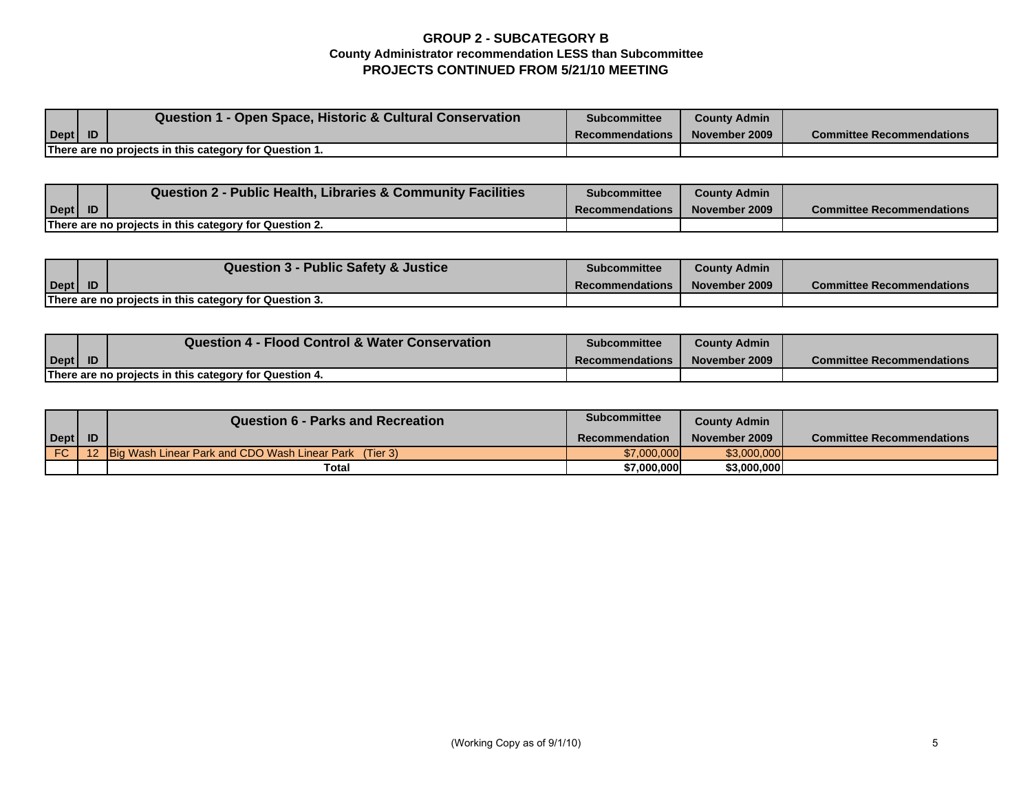# GROUP 2 - SUBCATEGORY B

## County Administrator recommendation LESS than Subcommittee

## PROJECTS CONTINUED FROM 5/21/10 MEETING

| Dept | ID | Question 1 - Open Space, Historic & Cultural Conservation | Subcommittee Recommendations | County Admin November 2009 | Committee Recommendations |
|---|---|---|---|---|---|
| There are no projects in this category for Question 1. | | | | | |

| Dept | ID | Question 2 - Public Health, Libraries & Community Facilities | Subcommittee Recommendations | County Admin November 2009 | Committee Recommendations |
|---|---|---|---|---|---|
| There are no projects in this category for Question 2. | | | | | |

| Dept | ID | Question 3 - Public Safety & Justice | Subcommittee Recommendations | County Admin November 2009 | Committee Recommendations |
|---|---|---|---|---|---|
| There are no projects in this category for Question 3. | | | | | |

| Dept | ID | Question 4 - Flood Control & Water Conservation | Subcommittee Recommendations | County Admin November 2009 | Committee Recommendations |
|---|---|---|---|---|---|
| There are no projects in this category for Question 4. | | | | | |

| Dept | ID | Question 6 - Parks and Recreation | Subcommittee Recommendation | County Admin November 2009 | Committee Recommendations |
|---|---|---|---|---|---|
| FC | 12 | Big Wash Linear Park and CDO Wash Linear Park (Tier 3) | $7,000,000 | $3,000,000 | |
| | | **Total** | **$7,000,000** | **$3,000,000** | |

(Working Copy as of 9/1/10)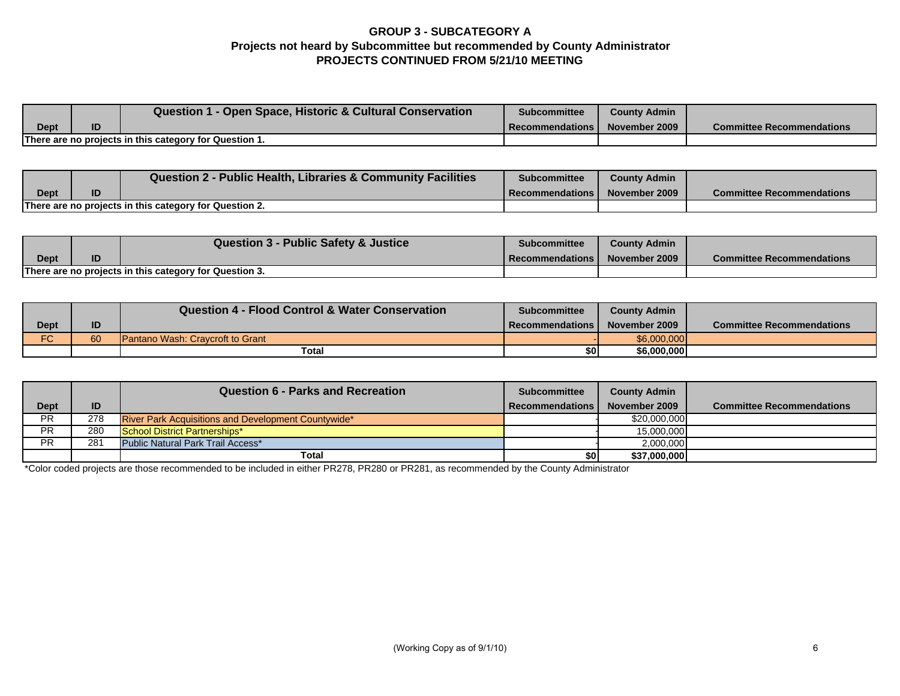# GROUP 3 - SUBCATEGORY A
## Projects not heard by Subcommittee but recommended by County Administrator
## PROJECTS CONTINUED FROM 5/21/10 MEETING

| Dept | ID | Question 1 - Open Space, Historic & Cultural Conservation | Subcommittee Recommendations | County Admin November 2009 | Committee Recommendations |
|---|---|---|---|---|---|
| There are no projects in this category for Question 1. | | | | | |

| Dept | ID | Question 2 - Public Health, Libraries & Community Facilities | Subcommittee Recommendations | County Admin November 2009 | Committee Recommendations |
|---|---|---|---|---|---|
| There are no projects in this category for Question 2. | | | | | |

| Dept | ID | Question 3 - Public Safety & Justice | Subcommittee Recommendations | County Admin November 2009 | Committee Recommendations |
|---|---|---|---|---|---|
| There are no projects in this category for Question 3. | | | | | |

| Dept | ID | Question 4 - Flood Control & Water Conservation | Subcommittee Recommendations | County Admin November 2009 | Committee Recommendations |
|---|---|---|---|---|---|
| FC | 60 | Pantano Wash: Craycroft to Grant | - | $6,000,000 | |
| | | **Total** | **$0** | **$6,000,000** | |

| Dept | ID | Question 6 - Parks and Recreation | Subcommittee Recommendations | County Admin November 2009 | Committee Recommendations |
|---|---|---|---|---|---|
| PR | 278 | River Park Acquisitions and Development Countywide* | - | $20,000,000 | |
| PR | 280 | School District Partnerships* | - | 15,000,000 | |
| PR | 281 | Public Natural Park Trail Access* | - | 2,000,000 | |
| | | **Total** | **$0** | **$37,000,000** | |

*Color coded projects are those recommended to be included in either PR278, PR280 or PR281, as recommended by the County Administrator

(Working Copy as of 9/1/10)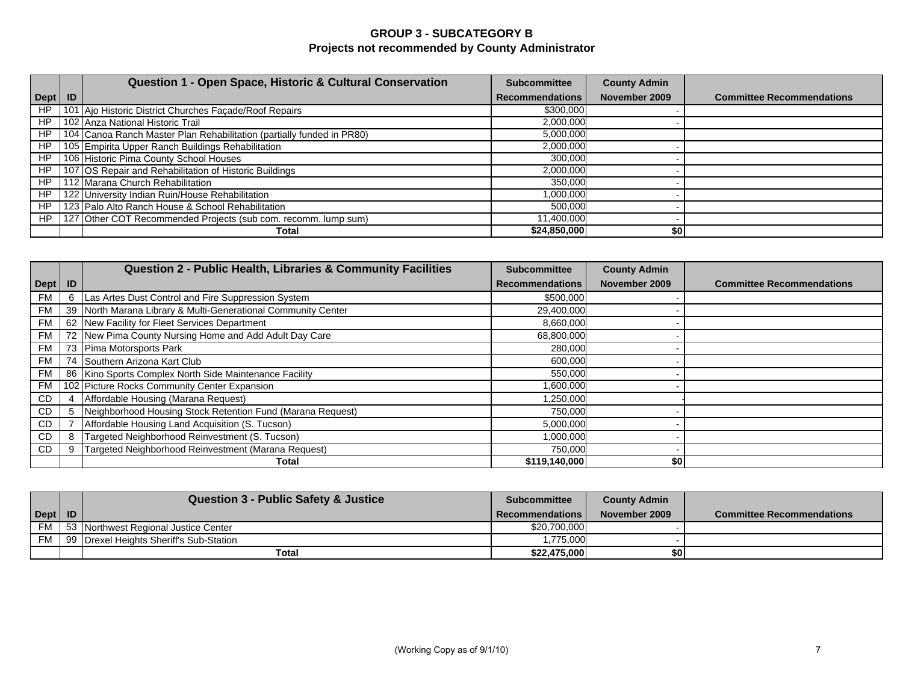# GROUP 3 - SUBCATEGORY B
## Projects not recommended by County Administrator

| Dept | ID | Question 1 - Open Space, Historic & Cultural Conservation | Subcommittee Recommendations | County Admin November 2009 | Committee Recommendations |
|---|---|---|---|---|---|
| HP | 101 | Ajo Historic District Churches Façade/Roof Repairs | $300,000 | - | |
| HP | 102 | Anza National Historic Trail | 2,000,000 | - | |
| HP | 104 | Canoa Ranch Master Plan Rehabilitation (partially funded in PR80) | 5,000,000 | | |
| HP | 105 | Empirita Upper Ranch Buildings Rehabilitation | 2,000,000 | - | |
| HP | 106 | Historic Pima County School Houses | 300,000 | - | |
| HP | 107 | OS Repair and Rehabilitation of Historic Buildings | 2,000,000 | - | |
| HP | 112 | Marana Church Rehabilitation | 350,000 | - | |
| HP | 122 | University Indian Ruin/House Rehabilitation | 1,000,000 | - | |
| HP | 123 | Palo Alto Ranch House & School Rehabilitation | 500,000 | - | |
| HP | 127 | Other COT Recommended Projects (sub com. recomm. lump sum) | 11,400,000 | - | |
| | | **Total** | **$24,850,000** | **$0** | |

| Dept | ID | Question 2 - Public Health, Libraries & Community Facilities | Subcommittee Recommendations | County Admin November 2009 | Committee Recommendations |
|---|---|---|---|---|---|
| FM | 6 | Las Artes Dust Control and Fire Suppression System | $500,000 | - | |
| FM | 39 | North Marana Library & Multi-Generational Community Center | 29,400,000 | - | |
| FM | 62 | New Facility for Fleet Services Department | 8,660,000 | - | |
| FM | 72 | New Pima County Nursing Home and Add Adult Day Care | 68,800,000 | - | |
| FM | 73 | Pima Motorsports Park | 280,000 | - | |
| FM | 74 | Southern Arizona Kart Club | 600,000 | - | |
| FM | 86 | Kino Sports Complex North Side Maintenance Facility | 550,000 | - | |
| FM | 102 | Picture Rocks Community Center Expansion | 1,600,000 | - | |
| CD | 4 | Affordable Housing (Marana Request) | 1,250,000 | - | |
| CD | 5 | Neighborhood Housing Stock Retention Fund (Marana Request) | 750,000 | - | |
| CD | 7 | Affordable Housing Land Acquisition (S. Tucson) | 5,000,000 | - | |
| CD | 8 | Targeted Neighborhood Reinvestment (S. Tucson) | 1,000,000 | - | |
| CD | 9 | Targeted Neighborhood Reinvestment (Marana Request) | 750,000 | - | |
| | | **Total** | **$119,140,000** | **$0** | |

| Dept | ID | Question 3 - Public Safety & Justice | Subcommittee Recommendations | County Admin November 2009 | Committee Recommendations |
|---|---|---|---|---|---|
| FM | 53 | Northwest Regional Justice Center | $20,700,000 | - | |
| FM | 99 | Drexel Heights Sheriff's Sub-Station | 1,775,000 | - | |
| | | **Total** | **$22,475,000** | **$0** | |

(Working Copy as of 9/1/10)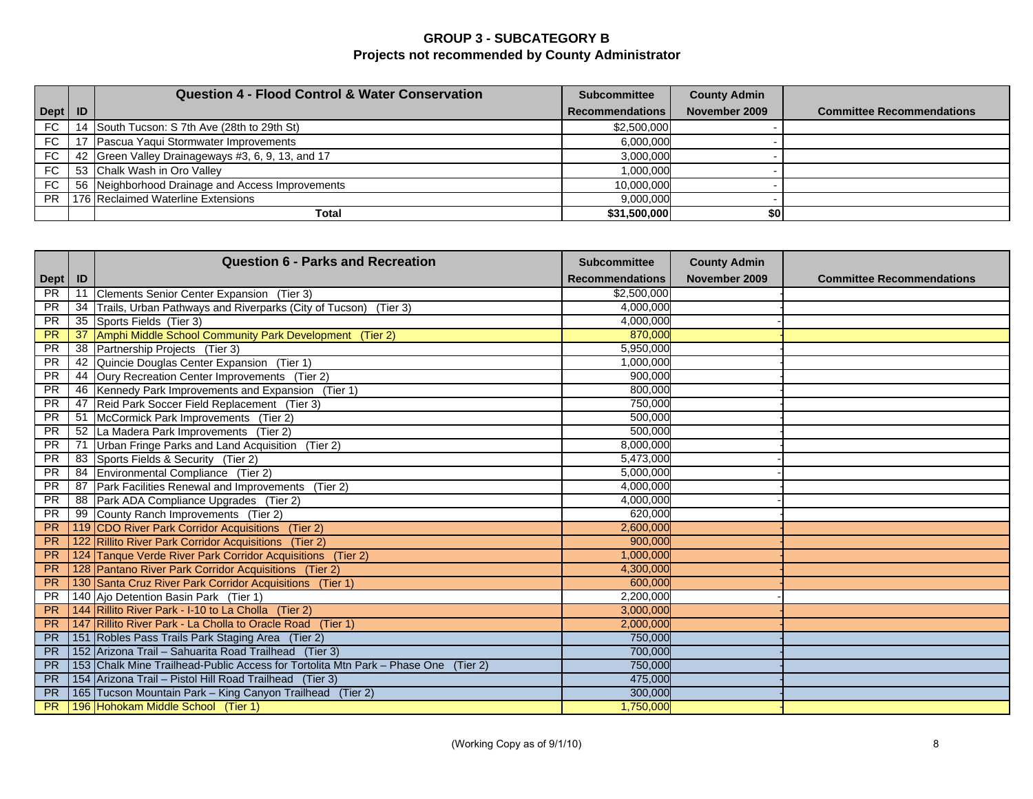## GROUP 3 - SUBCATEGORY B
## Projects not recommended by County Administrator

| Dept | ID | Question 4 - Flood Control & Water Conservation | Subcommittee Recommendations | County Admin November 2009 | Committee Recommendations |
|---|---|---|---|---|---|
| FC | 14 | South Tucson: S 7th Ave (28th to 29th St) | $2,500,000 | - | |
| FC | 17 | Pascua Yaqui Stormwater Improvements | 6,000,000 | - | |
| FC | 42 | Green Valley Drainageways #3, 6, 9, 13, and 17 | 3,000,000 | - | |
| FC | 53 | Chalk Wash in Oro Valley | 1,000,000 | - | |
| FC | 56 | Neighborhood Drainage and Access Improvements | 10,000,000 | - | |
| PR | 176 | Reclaimed Waterline Extensions | 9,000,000 | - | |
| | | **Total** | **$31,500,000** | **$0** | |

| Dept | ID | Question 6 - Parks and Recreation | Subcommittee Recommendations | County Admin November 2009 | Committee Recommendations |
|---|---|---|---|---|---|
| PR | 11 | Clements Senior Center Expansion (Tier 3) | $2,500,000 | - | |
| PR | 34 | Trails, Urban Pathways and Riverparks (City of Tucson) (Tier 3) | 4,000,000 | - | |
| PR | 35 | Sports Fields (Tier 3) | 4,000,000 | - | |
| PR | 37 | Amphi Middle School Community Park Development (Tier 2) | 870,000 | - | |
| PR | 38 | Partnership Projects (Tier 3) | 5,950,000 | - | |
| PR | 42 | Quincie Douglas Center Expansion (Tier 1) | 1,000,000 | - | |
| PR | 44 | Oury Recreation Center Improvements (Tier 2) | 900,000 | - | |
| PR | 46 | Kennedy Park Improvements and Expansion (Tier 1) | 800,000 | - | |
| PR | 47 | Reid Park Soccer Field Replacement (Tier 3) | 750,000 | - | |
| PR | 51 | McCormick Park Improvements (Tier 2) | 500,000 | - | |
| PR | 52 | La Madera Park Improvements (Tier 2) | 500,000 | - | |
| PR | 71 | Urban Fringe Parks and Land Acquisition (Tier 2) | 8,000,000 | - | |
| PR | 83 | Sports Fields & Security (Tier 2) | 5,473,000 | - | |
| PR | 84 | Environmental Compliance (Tier 2) | 5,000,000 | - | |
| PR | 87 | Park Facilities Renewal and Improvements (Tier 2) | 4,000,000 | - | |
| PR | 88 | Park ADA Compliance Upgrades (Tier 2) | 4,000,000 | - | |
| PR | 99 | County Ranch Improvements (Tier 2) | 620,000 | - | |
| PR | 119 | CDO River Park Corridor Acquisitions (Tier 2) | 2,600,000 | - | |
| PR | 122 | Rillito River Park Corridor Acquisitions (Tier 2) | 900,000 | - | |
| PR | 124 | Tanque Verde River Park Corridor Acquisitions (Tier 2) | 1,000,000 | - | |
| PR | 128 | Pantano River Park Corridor Acquisitions (Tier 2) | 4,300,000 | - | |
| PR | 130 | Santa Cruz River Park Corridor Acquisitions (Tier 1) | 600,000 | - | |
| PR | 140 | Ajo Detention Basin Park (Tier 1) | 2,200,000 | - | |
| PR | 144 | Rillito River Park - I-10 to La Cholla (Tier 2) | 3,000,000 | - | |
| PR | 147 | Rillito River Park - La Cholla to Oracle Road (Tier 1) | 2,000,000 | - | |
| PR | 151 | Robles Pass Trails Park Staging Area (Tier 2) | 750,000 | - | |
| PR | 152 | Arizona Trail – Sahuarita Road Trailhead (Tier 3) | 700,000 | - | |
| PR | 153 | Chalk Mine Trailhead-Public Access for Tortolita Mtn Park – Phase One (Tier 2) | 750,000 | - | |
| PR | 154 | Arizona Trail – Pistol Hill Road Trailhead (Tier 3) | 475,000 | - | |
| PR | 165 | Tucson Mountain Park – King Canyon Trailhead (Tier 2) | 300,000 | - | |
| PR | 196 | Hohokam Middle School (Tier 1) | 1,750,000 | - | |

(Working Copy as of 9/1/10)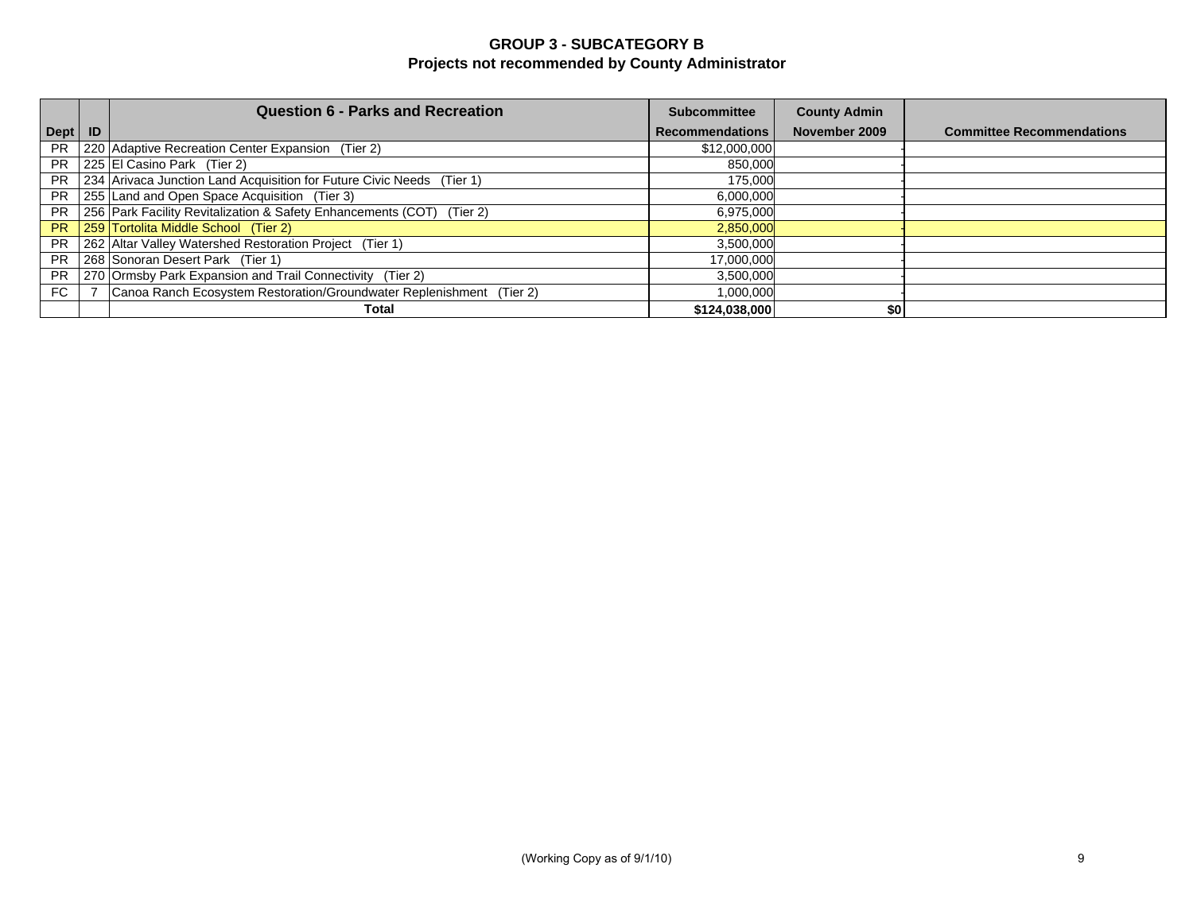# GROUP 3 - SUBCATEGORY B

## Projects not recommended by County Administrator

| Dept | ID | Question 6 - Parks and Recreation | Subcommittee Recommendations | County Admin November 2009 | Committee Recommendations |
|---|---|---|---|---|---|
| PR | 220 | Adaptive Recreation Center Expansion (Tier 2) | $12,000,000 | - | |
| PR | 225 | El Casino Park (Tier 2) | 850,000 | - | |
| PR | 234 | Arivaca Junction Land Acquisition for Future Civic Needs (Tier 1) | 175,000 | - | |
| PR | 255 | Land and Open Space Acquisition (Tier 3) | 6,000,000 | - | |
| PR | 256 | Park Facility Revitalization & Safety Enhancements (COT) (Tier 2) | 6,975,000 | - | |
| PR | 259 | Tortolita Middle School (Tier 2) | 2,850,000 | - | |
| PR | 262 | Altar Valley Watershed Restoration Project (Tier 1) | 3,500,000 | - | |
| PR | 268 | Sonoran Desert Park (Tier 1) | 17,000,000 | - | |
| PR | 270 | Ormsby Park Expansion and Trail Connectivity (Tier 2) | 3,500,000 | - | |
| FC | 7 | Canoa Ranch Ecosystem Restoration/Groundwater Replenishment (Tier 2) | 1,000,000 | - | |
| | | **Total** | **$124,038,000** | **$0** | |

(Working Copy as of 9/1/10)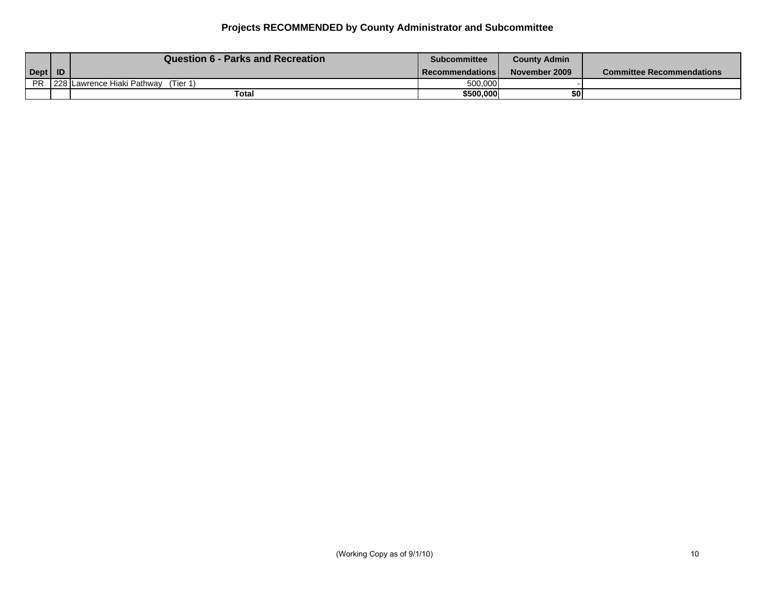## Projects RECOMMENDED by County Administrator and Subcommittee

| Dept | ID | Question 6 - Parks and Recreation | Subcommittee Recommendations | County Admin November 2009 | Committee Recommendations |
|---|---|---|---|---|---|
| PR | 228 | Lawrence Hiaki Pathway (Tier 1) | 500,000 | - | |
| | | **Total** | **$500,000** | **$0** | |

(Working Copy as of 9/1/10)